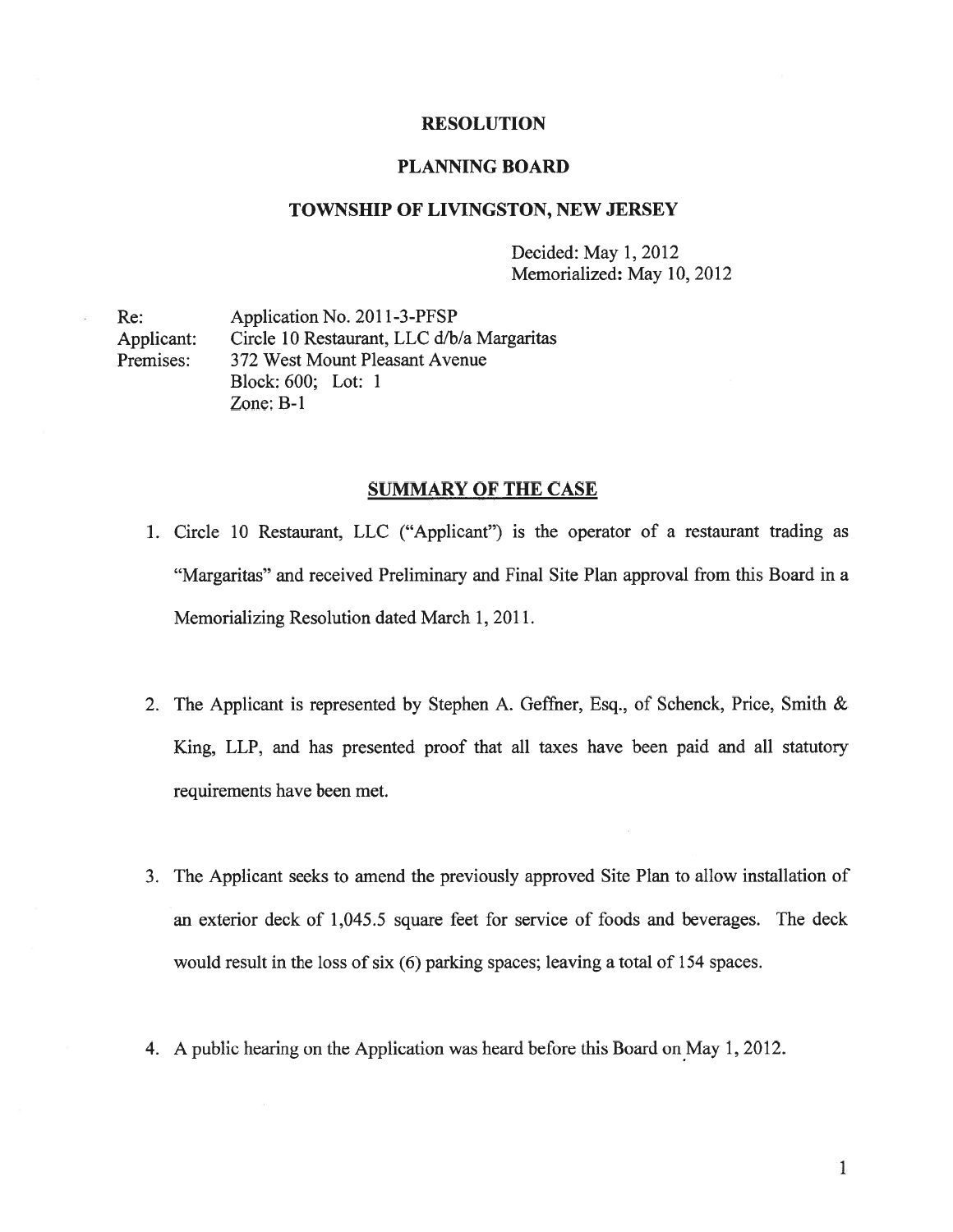# RESOLUTION

## PLANNING BOARD

## TOWNSHIP OF LIVINGSTON, NEW JERSEY

Decided: May 1, 2012
Memorialized: May 10, 2012

Re: Application No. 2011-3-PFSP
Applicant: Circle 10 Restaurant, LLC d/b/a Margaritas
Premises: 372 West Mount Pleasant Avenue
Block: 600; Lot: 1
Zone: B-1

## SUMMARY OF THE CASE

1. Circle 10 Restaurant, LLC ("Applicant") is the operator of a restaurant trading as "Margaritas" and received Preliminary and Final Site Plan approval from this Board in a Memorializing Resolution dated March 1, 2011.

2. The Applicant is represented by Stephen A. Geffner, Esq., of Schenck, Price, Smith & King, LLP, and has presented proof that all taxes have been paid and all statutory requirements have been met.

3. The Applicant seeks to amend the previously approved Site Plan to allow installation of an exterior deck of 1,045.5 square feet for service of foods and beverages. The deck would result in the loss of six (6) parking spaces; leaving a total of 154 spaces.

4. A public hearing on the Application was heard before this Board on May 1, 2012.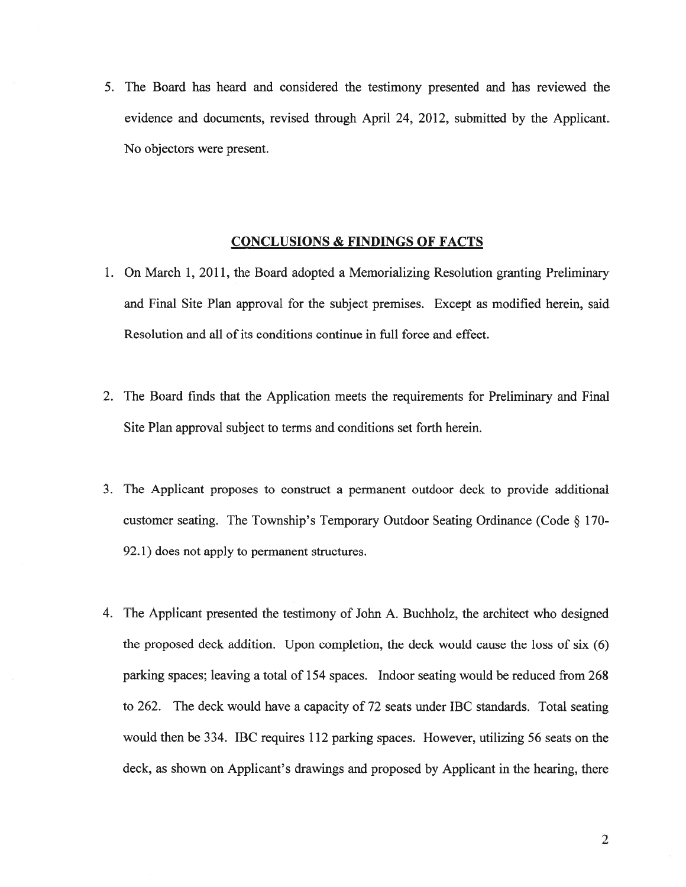5. The Board has heard and considered the testimony presented and has reviewed the evidence and documents, revised through April 24, 2012, submitted by the Applicant. No objectors were present.

## CONCLUSIONS & FINDINGS OF FACTS

1. On March 1, 2011, the Board adopted a Memorializing Resolution granting Preliminary and Final Site Plan approval for the subject premises. Except as modified herein, said Resolution and all of its conditions continue in full force and effect.

2. The Board finds that the Application meets the requirements for Preliminary and Final Site Plan approval subject to terms and conditions set forth herein.

3. The Applicant proposes to construct a permanent outdoor deck to provide additional customer seating. The Township's Temporary Outdoor Seating Ordinance (Code § 170-92.1) does not apply to permanent structures.

4. The Applicant presented the testimony of John A. Buchholz, the architect who designed the proposed deck addition. Upon completion, the deck would cause the loss of six (6) parking spaces; leaving a total of 154 spaces. Indoor seating would be reduced from 268 to 262. The deck would have a capacity of 72 seats under IBC standards. Total seating would then be 334. IBC requires 112 parking spaces. However, utilizing 56 seats on the deck, as shown on Applicant's drawings and proposed by Applicant in the hearing, there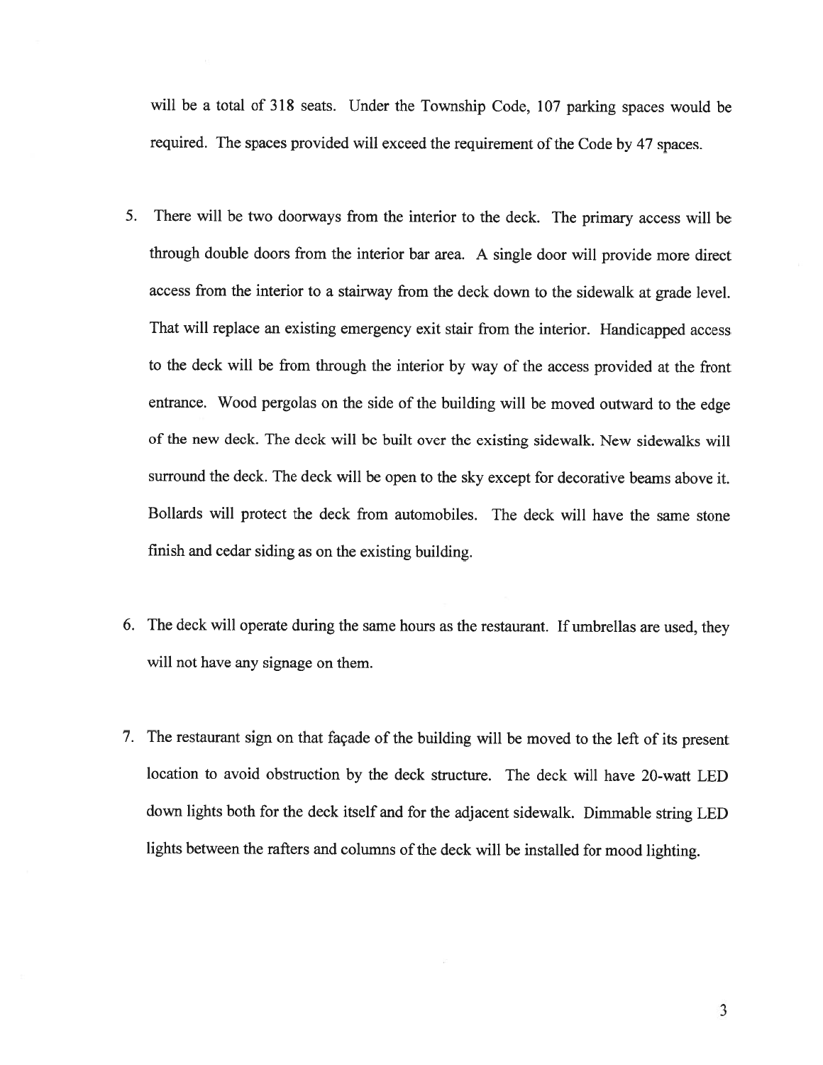will be a total of 318 seats. Under the Township Code, 107 parking spaces would be required. The spaces provided will exceed the requirement of the Code by 47 spaces.

5. There will be two doorways from the interior to the deck. The primary access will be through double doors from the interior bar area. A single door will provide more direct access from the interior to a stairway from the deck down to the sidewalk at grade level. That will replace an existing emergency exit stair from the interior. Handicapped access to the deck will be from through the interior by way of the access provided at the front entrance. Wood pergolas on the side of the building will be moved outward to the edge of the new deck. The deck will be built over the existing sidewalk. New sidewalks will surround the deck. The deck will be open to the sky except for decorative beams above it. Bollards will protect the deck from automobiles. The deck will have the same stone finish and cedar siding as on the existing building.

6. The deck will operate during the same hours as the restaurant. If umbrellas are used, they will not have any signage on them.

7. The restaurant sign on that façade of the building will be moved to the left of its present location to avoid obstruction by the deck structure. The deck will have 20-watt LED down lights both for the deck itself and for the adjacent sidewalk. Dimmable string LED lights between the rafters and columns of the deck will be installed for mood lighting.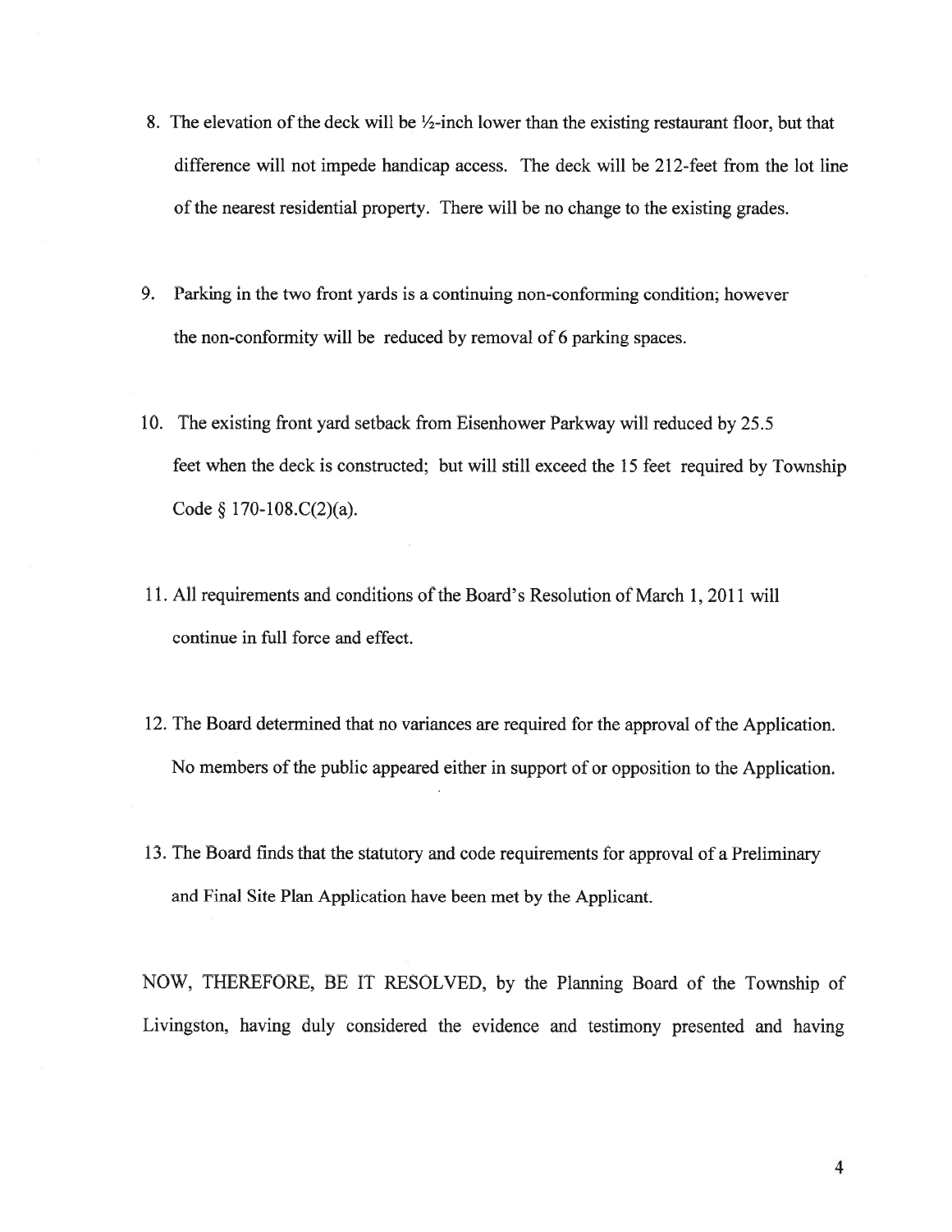8. The elevation of the deck will be ½-inch lower than the existing restaurant floor, but that difference will not impede handicap access. The deck will be 212-feet from the lot line of the nearest residential property. There will be no change to the existing grades.

9. Parking in the two front yards is a continuing non-conforming condition; however the non-conformity will be reduced by removal of 6 parking spaces.

10. The existing front yard setback from Eisenhower Parkway will reduced by 25.5 feet when the deck is constructed; but will still exceed the 15 feet required by Township Code § 170-108.C(2)(a).

11. All requirements and conditions of the Board's Resolution of March 1, 2011 will continue in full force and effect.

12. The Board determined that no variances are required for the approval of the Application. No members of the public appeared either in support of or opposition to the Application.

13. The Board finds that the statutory and code requirements for approval of a Preliminary and Final Site Plan Application have been met by the Applicant.

NOW, THEREFORE, BE IT RESOLVED, by the Planning Board of the Township of Livingston, having duly considered the evidence and testimony presented and having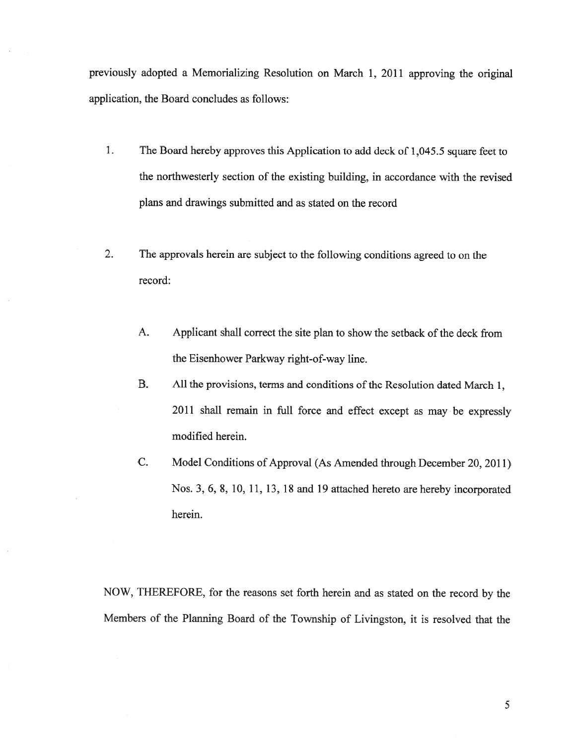previously adopted a Memorializing Resolution on March 1, 2011 approving the original application, the Board concludes as follows:

1. The Board hereby approves this Application to add deck of 1,045.5 square feet to the northwesterly section of the existing building, in accordance with the revised plans and drawings submitted and as stated on the record

2. The approvals herein are subject to the following conditions agreed to on the record:

   A. Applicant shall correct the site plan to show the setback of the deck from the Eisenhower Parkway right-of-way line.

   B. All the provisions, terms and conditions of the Resolution dated March 1, 2011 shall remain in full force and effect except as may be expressly modified herein.

   C. Model Conditions of Approval (As Amended through December 20, 2011) Nos. 3, 6, 8, 10, 11, 13, 18 and 19 attached hereto are hereby incorporated herein.

NOW, THEREFORE, for the reasons set forth herein and as stated on the record by the Members of the Planning Board of the Township of Livingston, it is resolved that the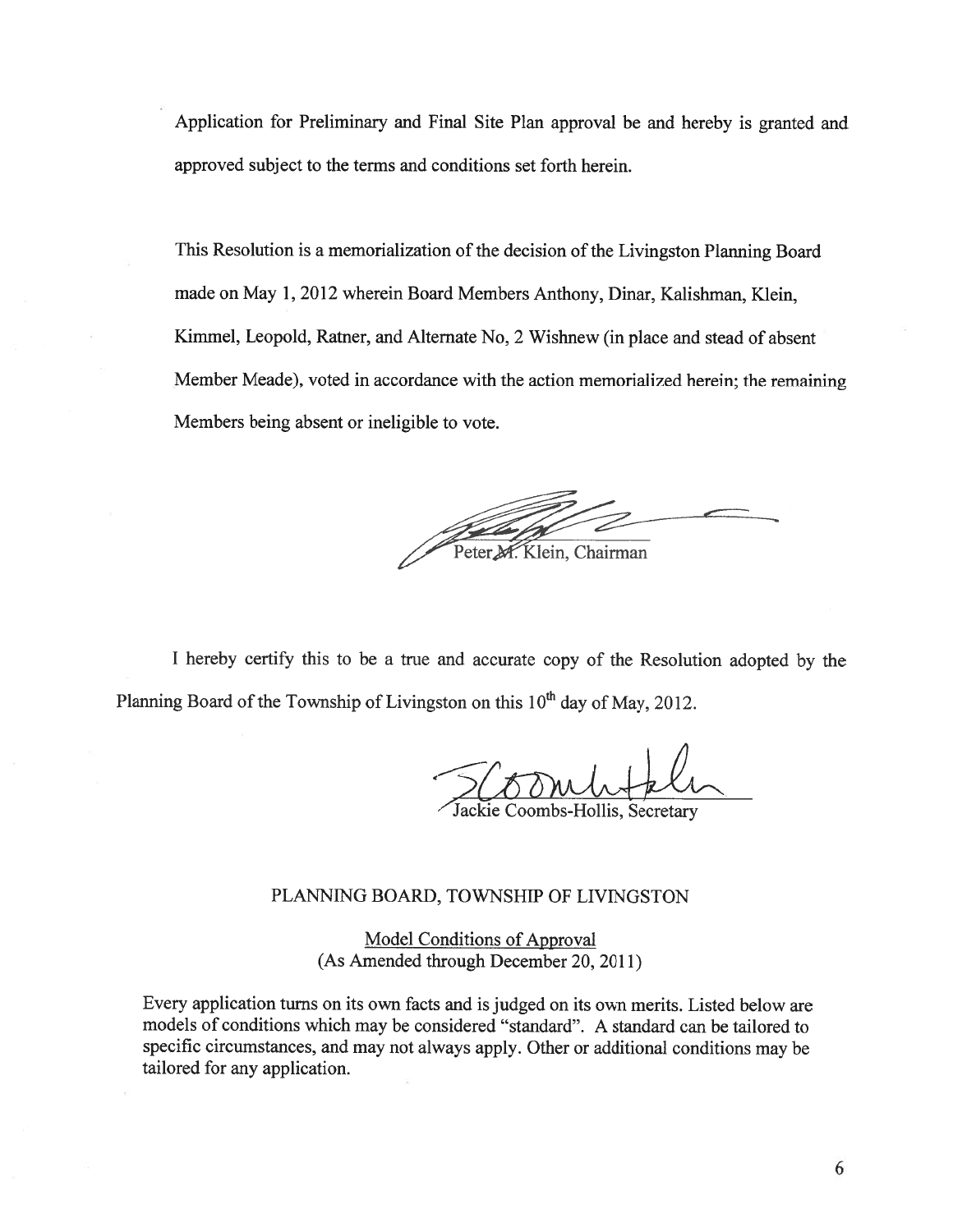Application for Preliminary and Final Site Plan approval be and hereby is granted and approved subject to the terms and conditions set forth herein.

This Resolution is a memorialization of the decision of the Livingston Planning Board made on May 1, 2012 wherein Board Members Anthony, Dinar, Kalishman, Klein, Kimmel, Leopold, Ratner, and Alternate No, 2 Wishnew (in place and stead of absent Member Meade), voted in accordance with the action memorialized herein; the remaining Members being absent or ineligible to vote.

Peter M. Klein, Chairman

I hereby certify this to be a true and accurate copy of the Resolution adopted by the Planning Board of the Township of Livingston on this 10th day of May, 2012.

Jackie Coombs-Hollis, Secretary

PLANNING BOARD, TOWNSHIP OF LIVINGSTON

Model Conditions of Approval
(As Amended through December 20, 2011)

Every application turns on its own facts and is judged on its own merits. Listed below are models of conditions which may be considered "standard". A standard can be tailored to specific circumstances, and may not always apply. Other or additional conditions may be tailored for any application.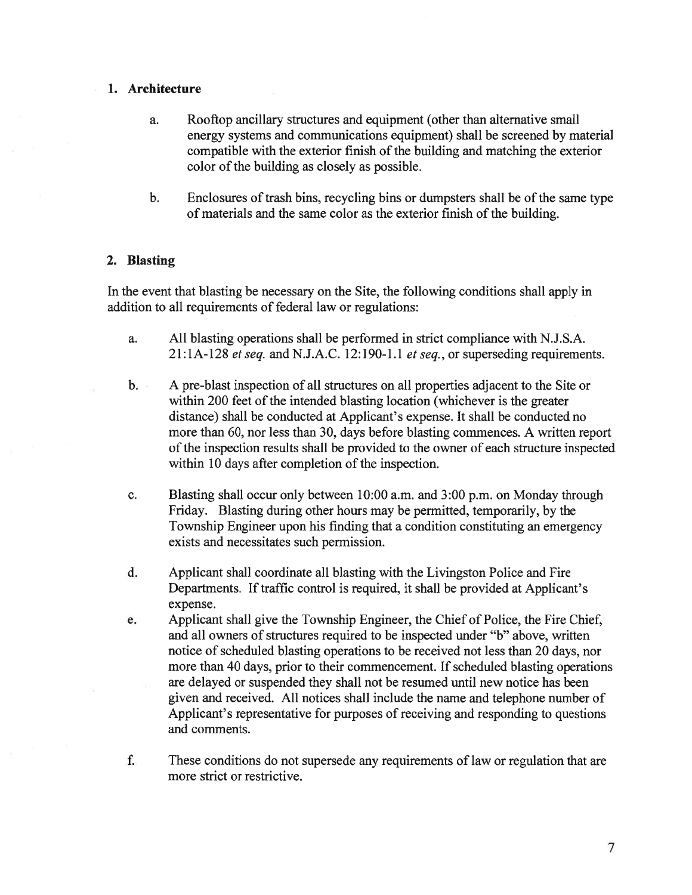## 1. Architecture

a. Rooftop ancillary structures and equipment (other than alternative small energy systems and communications equipment) shall be screened by material compatible with the exterior finish of the building and matching the exterior color of the building as closely as possible.

b. Enclosures of trash bins, recycling bins or dumpsters shall be of the same type of materials and the same color as the exterior finish of the building.

## 2. Blasting

In the event that blasting be necessary on the Site, the following conditions shall apply in addition to all requirements of federal law or regulations:

a. All blasting operations shall be performed in strict compliance with N.J.S.A. 21:1A-128 *et seq.* and N.J.A.C. 12:190-1.1 *et seq.*, or superseding requirements.

b. A pre-blast inspection of all structures on all properties adjacent to the Site or within 200 feet of the intended blasting location (whichever is the greater distance) shall be conducted at Applicant's expense. It shall be conducted no more than 60, nor less than 30, days before blasting commences. A written report of the inspection results shall be provided to the owner of each structure inspected within 10 days after completion of the inspection.

c. Blasting shall occur only between 10:00 a.m. and 3:00 p.m. on Monday through Friday. Blasting during other hours may be permitted, temporarily, by the Township Engineer upon his finding that a condition constituting an emergency exists and necessitates such permission.

d. Applicant shall coordinate all blasting with the Livingston Police and Fire Departments. If traffic control is required, it shall be provided at Applicant's expense.

e. Applicant shall give the Township Engineer, the Chief of Police, the Fire Chief, and all owners of structures required to be inspected under "b" above, written notice of scheduled blasting operations to be received not less than 20 days, nor more than 40 days, prior to their commencement. If scheduled blasting operations are delayed or suspended they shall not be resumed until new notice has been given and received. All notices shall include the name and telephone number of Applicant's representative for purposes of receiving and responding to questions and comments.

f. These conditions do not supersede any requirements of law or regulation that are more strict or restrictive.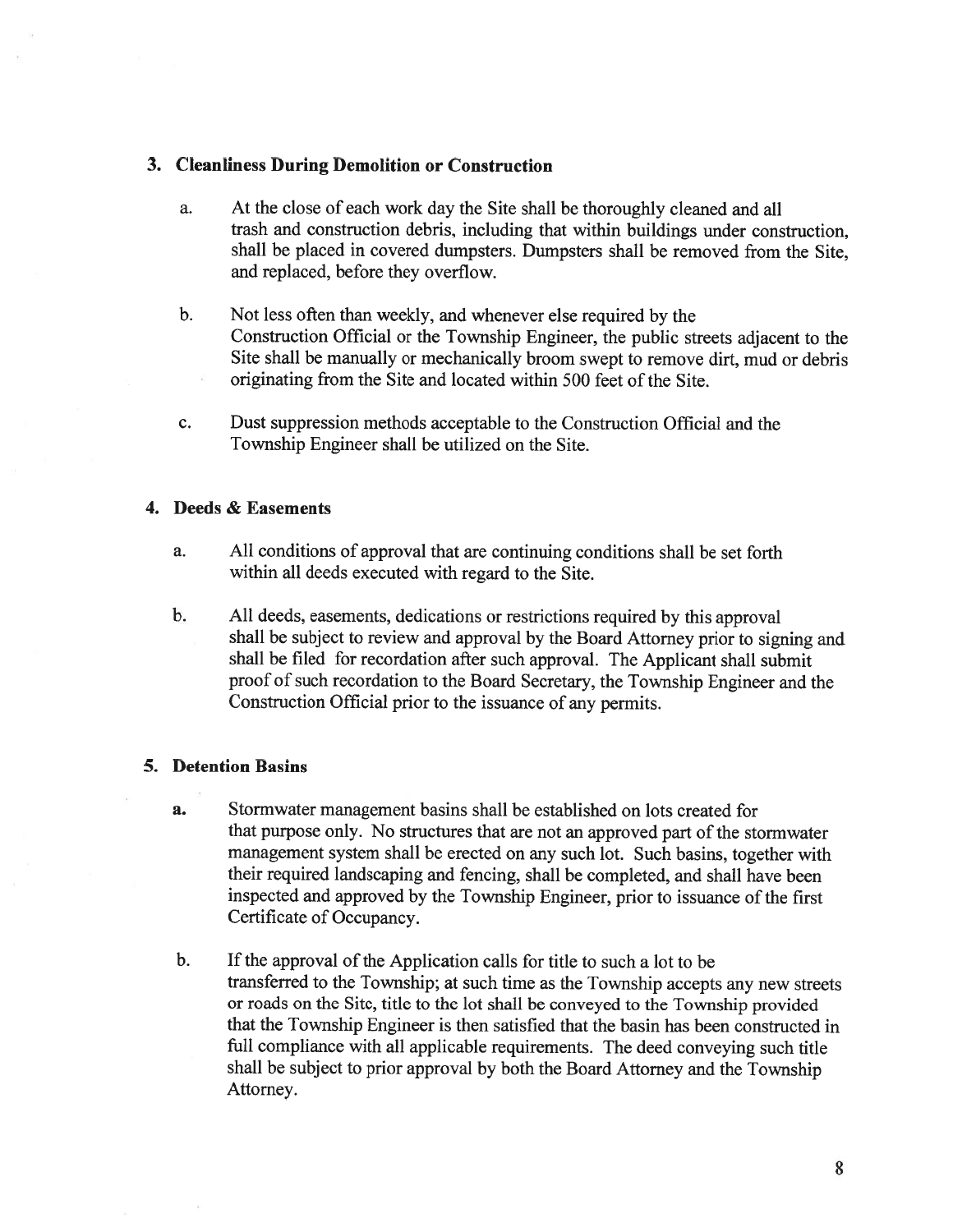### 3. Cleanliness During Demolition or Construction

a. At the close of each work day the Site shall be thoroughly cleaned and all trash and construction debris, including that within buildings under construction, shall be placed in covered dumpsters. Dumpsters shall be removed from the Site, and replaced, before they overflow.

b. Not less often than weekly, and whenever else required by the Construction Official or the Township Engineer, the public streets adjacent to the Site shall be manually or mechanically broom swept to remove dirt, mud or debris originating from the Site and located within 500 feet of the Site.

c. Dust suppression methods acceptable to the Construction Official and the Township Engineer shall be utilized on the Site.

### 4. Deeds & Easements

a. All conditions of approval that are continuing conditions shall be set forth within all deeds executed with regard to the Site.

b. All deeds, easements, dedications or restrictions required by this approval shall be subject to review and approval by the Board Attorney prior to signing and shall be filed for recordation after such approval. The Applicant shall submit proof of such recordation to the Board Secretary, the Township Engineer and the Construction Official prior to the issuance of any permits.

### 5. Detention Basins

a. Stormwater management basins shall be established on lots created for that purpose only. No structures that are not an approved part of the stormwater management system shall be erected on any such lot. Such basins, together with their required landscaping and fencing, shall be completed, and shall have been inspected and approved by the Township Engineer, prior to issuance of the first Certificate of Occupancy.

b. If the approval of the Application calls for title to such a lot to be transferred to the Township; at such time as the Township accepts any new streets or roads on the Site, title to the lot shall be conveyed to the Township provided that the Township Engineer is then satisfied that the basin has been constructed in full compliance with all applicable requirements. The deed conveying such title shall be subject to prior approval by both the Board Attorney and the Township Attorney.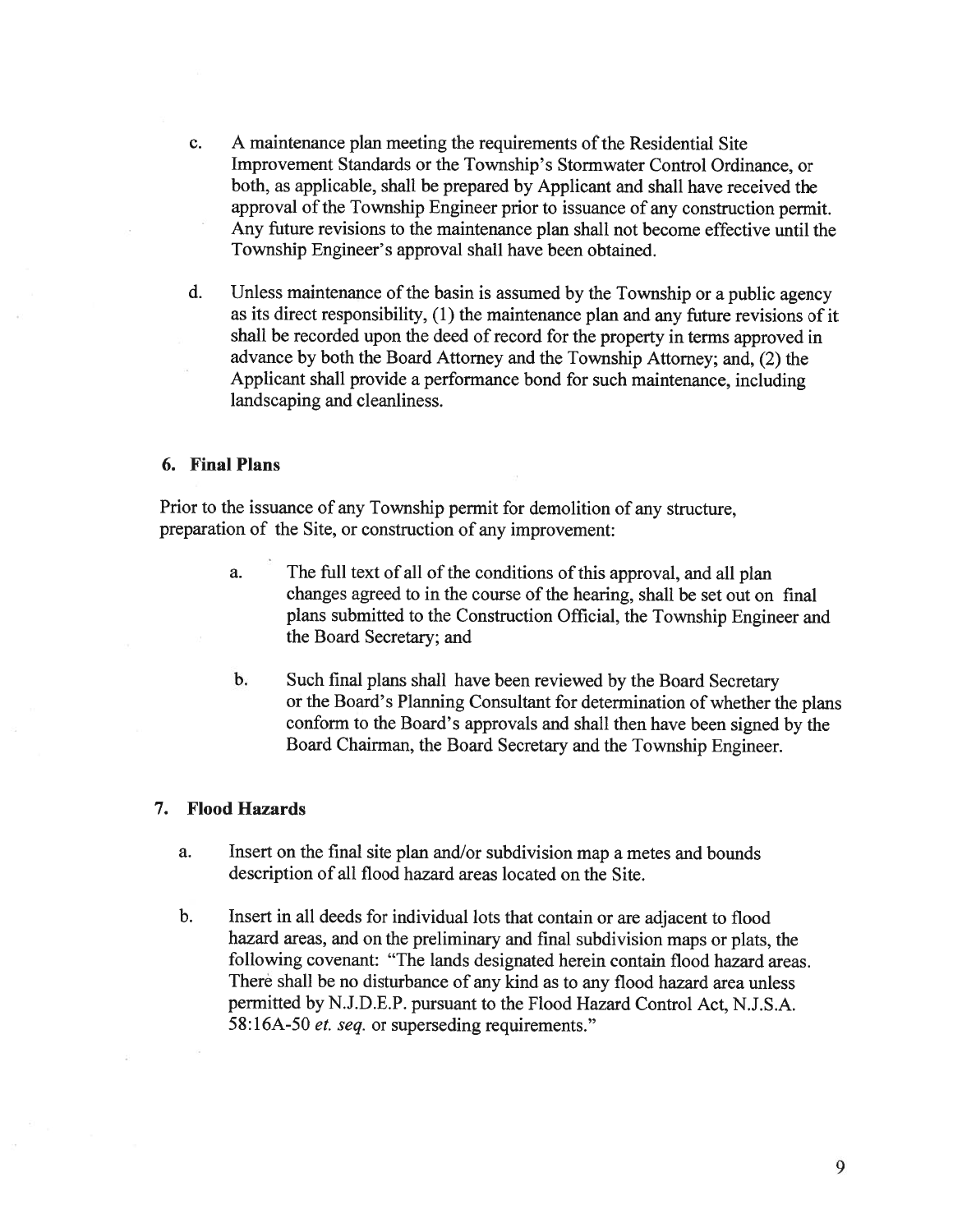c. A maintenance plan meeting the requirements of the Residential Site Improvement Standards or the Township's Stormwater Control Ordinance, or both, as applicable, shall be prepared by Applicant and shall have received the approval of the Township Engineer prior to issuance of any construction permit. Any future revisions to the maintenance plan shall not become effective until the Township Engineer's approval shall have been obtained.

d. Unless maintenance of the basin is assumed by the Township or a public agency as its direct responsibility, (1) the maintenance plan and any future revisions of it shall be recorded upon the deed of record for the property in terms approved in advance by both the Board Attorney and the Township Attorney; and, (2) the Applicant shall provide a performance bond for such maintenance, including landscaping and cleanliness.

### 6. Final Plans

Prior to the issuance of any Township permit for demolition of any structure, preparation of the Site, or construction of any improvement:

a. The full text of all of the conditions of this approval, and all plan changes agreed to in the course of the hearing, shall be set out on final plans submitted to the Construction Official, the Township Engineer and the Board Secretary; and

b. Such final plans shall have been reviewed by the Board Secretary or the Board's Planning Consultant for determination of whether the plans conform to the Board's approvals and shall then have been signed by the Board Chairman, the Board Secretary and the Township Engineer.

### 7. Flood Hazards

a. Insert on the final site plan and/or subdivision map a metes and bounds description of all flood hazard areas located on the Site.

b. Insert in all deeds for individual lots that contain or are adjacent to flood hazard areas, and on the preliminary and final subdivision maps or plats, the following covenant: "The lands designated herein contain flood hazard areas. There shall be no disturbance of any kind as to any flood hazard area unless permitted by N.J.D.E.P. pursuant to the Flood Hazard Control Act, N.J.S.A. 58:16A-50 *et. seq.* or superseding requirements."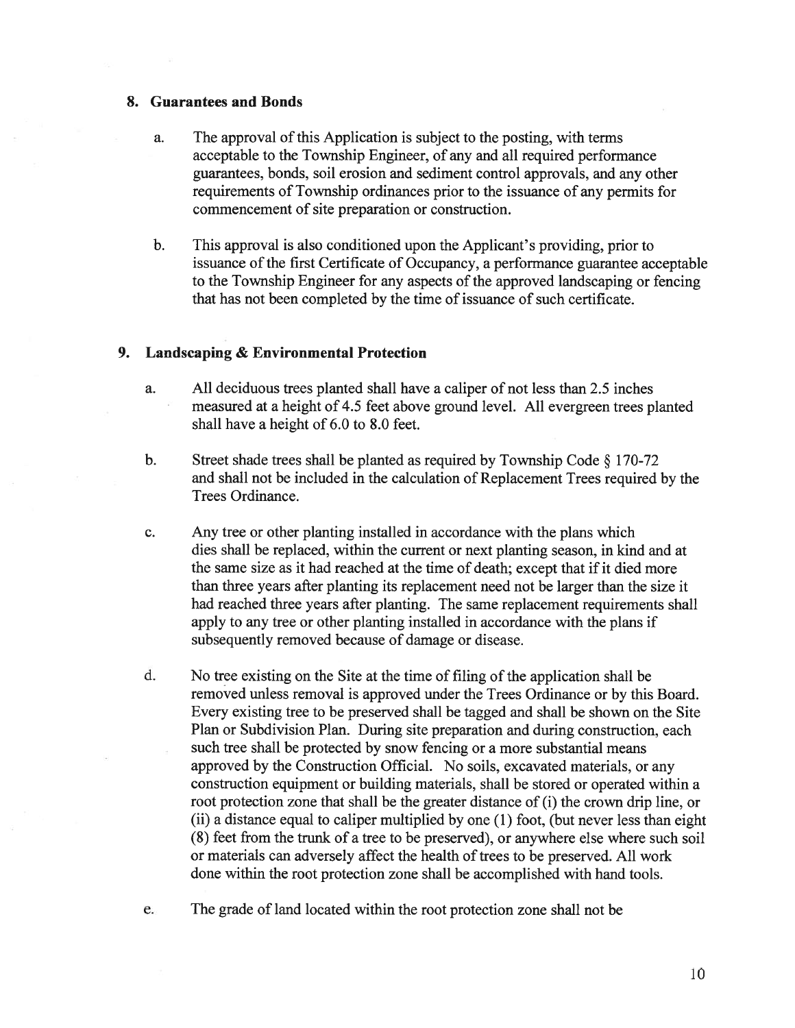### 8. Guarantees and Bonds

a. The approval of this Application is subject to the posting, with terms acceptable to the Township Engineer, of any and all required performance guarantees, bonds, soil erosion and sediment control approvals, and any other requirements of Township ordinances prior to the issuance of any permits for commencement of site preparation or construction.

b. This approval is also conditioned upon the Applicant's providing, prior to issuance of the first Certificate of Occupancy, a performance guarantee acceptable to the Township Engineer for any aspects of the approved landscaping or fencing that has not been completed by the time of issuance of such certificate.

### 9. Landscaping & Environmental Protection

a. All deciduous trees planted shall have a caliper of not less than 2.5 inches measured at a height of 4.5 feet above ground level. All evergreen trees planted shall have a height of 6.0 to 8.0 feet.

b. Street shade trees shall be planted as required by Township Code § 170-72 and shall not be included in the calculation of Replacement Trees required by the Trees Ordinance.

c. Any tree or other planting installed in accordance with the plans which dies shall be replaced, within the current or next planting season, in kind and at the same size as it had reached at the time of death; except that if it died more than three years after planting its replacement need not be larger than the size it had reached three years after planting. The same replacement requirements shall apply to any tree or other planting installed in accordance with the plans if subsequently removed because of damage or disease.

d. No tree existing on the Site at the time of filing of the application shall be removed unless removal is approved under the Trees Ordinance or by this Board. Every existing tree to be preserved shall be tagged and shall be shown on the Site Plan or Subdivision Plan. During site preparation and during construction, each such tree shall be protected by snow fencing or a more substantial means approved by the Construction Official. No soils, excavated materials, or any construction equipment or building materials, shall be stored or operated within a root protection zone that shall be the greater distance of (i) the crown drip line, or (ii) a distance equal to caliper multiplied by one (1) foot, (but never less than eight (8) feet from the trunk of a tree to be preserved), or anywhere else where such soil or materials can adversely affect the health of trees to be preserved. All work done within the root protection zone shall be accomplished with hand tools.

e. The grade of land located within the root protection zone shall not be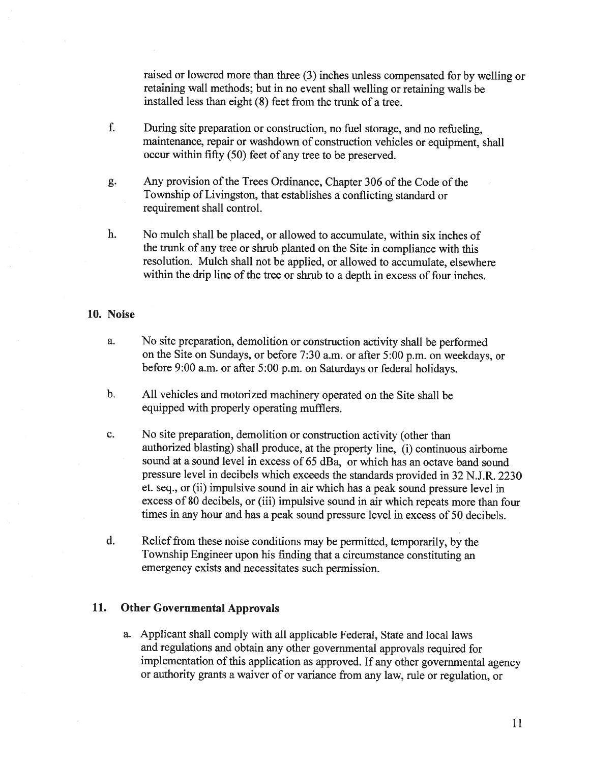raised or lowered more than three (3) inches unless compensated for by welling or retaining wall methods; but in no event shall welling or retaining walls be installed less than eight (8) feet from the trunk of a tree.

f. During site preparation or construction, no fuel storage, and no refueling, maintenance, repair or washdown of construction vehicles or equipment, shall occur within fifty (50) feet of any tree to be preserved.

g. Any provision of the Trees Ordinance, Chapter 306 of the Code of the Township of Livingston, that establishes a conflicting standard or requirement shall control.

h. No mulch shall be placed, or allowed to accumulate, within six inches of the trunk of any tree or shrub planted on the Site in compliance with this resolution. Mulch shall not be applied, or allowed to accumulate, elsewhere within the drip line of the tree or shrub to a depth in excess of four inches.

## 10. Noise

a. No site preparation, demolition or construction activity shall be performed on the Site on Sundays, or before 7:30 a.m. or after 5:00 p.m. on weekdays, or before 9:00 a.m. or after 5:00 p.m. on Saturdays or federal holidays.

b. All vehicles and motorized machinery operated on the Site shall be equipped with properly operating mufflers.

c. No site preparation, demolition or construction activity (other than authorized blasting) shall produce, at the property line, (i) continuous airborne sound at a sound level in excess of 65 dBa, or which has an octave band sound pressure level in decibels which exceeds the standards provided in 32 N.J.R. 2230 et. seq., or (ii) impulsive sound in air which has a peak sound pressure level in excess of 80 decibels, or (iii) impulsive sound in air which repeats more than four times in any hour and has a peak sound pressure level in excess of 50 decibels.

d. Relief from these noise conditions may be permitted, temporarily, by the Township Engineer upon his finding that a circumstance constituting an emergency exists and necessitates such permission.

## 11. Other Governmental Approvals

a. Applicant shall comply with all applicable Federal, State and local laws and regulations and obtain any other governmental approvals required for implementation of this application as approved. If any other governmental agency or authority grants a waiver of or variance from any law, rule or regulation, or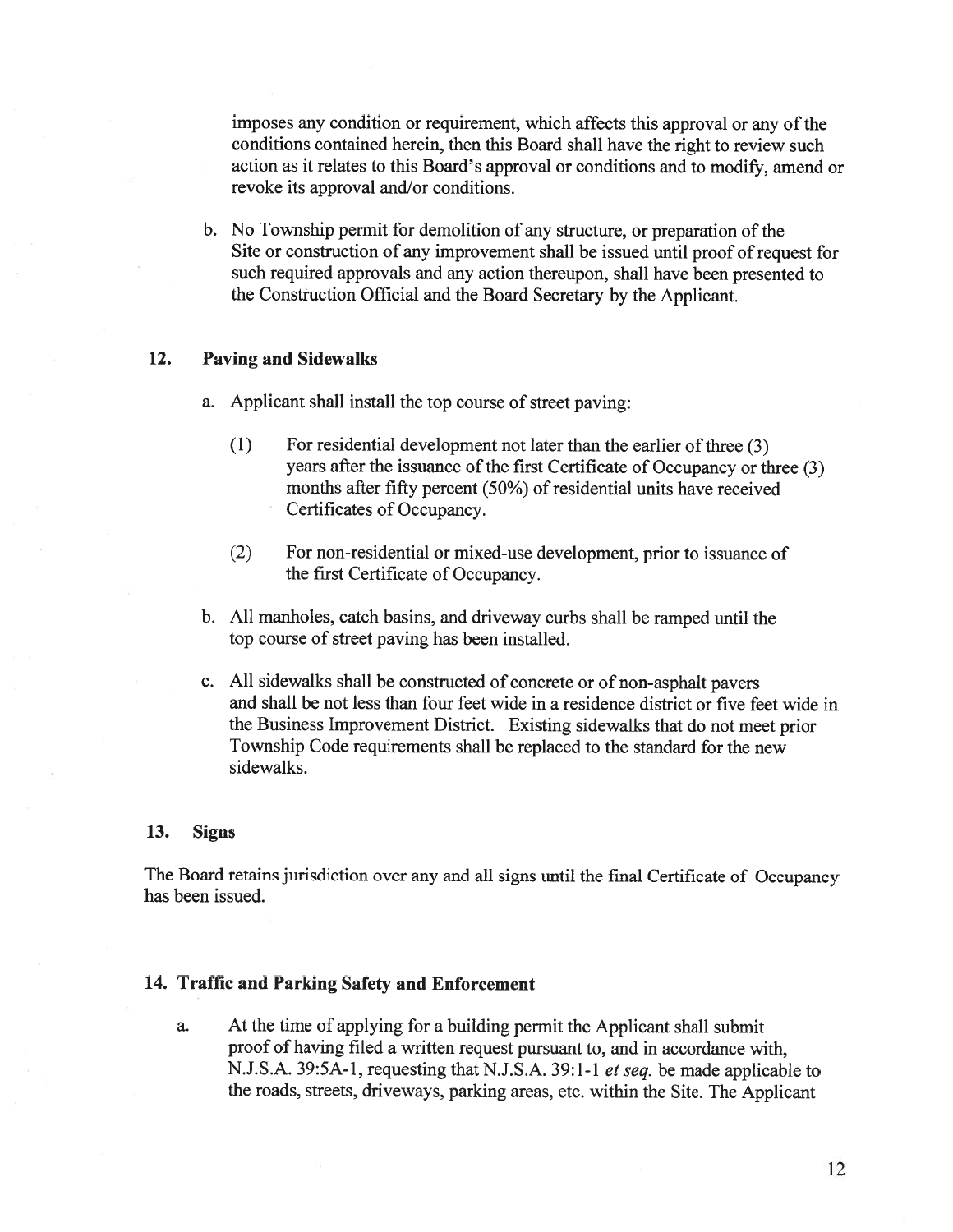imposes any condition or requirement, which affects this approval or any of the conditions contained herein, then this Board shall have the right to review such action as it relates to this Board's approval or conditions and to modify, amend or revoke its approval and/or conditions.

b. No Township permit for demolition of any structure, or preparation of the Site or construction of any improvement shall be issued until proof of request for such required approvals and any action thereupon, shall have been presented to the Construction Official and the Board Secretary by the Applicant.

## 12. Paving and Sidewalks

a. Applicant shall install the top course of street paving:

   (1) For residential development not later than the earlier of three (3) years after the issuance of the first Certificate of Occupancy or three (3) months after fifty percent (50%) of residential units have received Certificates of Occupancy.

   (2) For non-residential or mixed-use development, prior to issuance of the first Certificate of Occupancy.

b. All manholes, catch basins, and driveway curbs shall be ramped until the top course of street paving has been installed.

c. All sidewalks shall be constructed of concrete or of non-asphalt pavers and shall be not less than four feet wide in a residence district or five feet wide in the Business Improvement District. Existing sidewalks that do not meet prior Township Code requirements shall be replaced to the standard for the new sidewalks.

## 13. Signs

The Board retains jurisdiction over any and all signs until the final Certificate of Occupancy has been issued.

## 14. Traffic and Parking Safety and Enforcement

a. At the time of applying for a building permit the Applicant shall submit proof of having filed a written request pursuant to, and in accordance with, N.J.S.A. 39:5A-1, requesting that N.J.S.A. 39:1-1 *et seq.* be made applicable to the roads, streets, driveways, parking areas, etc. within the Site. The Applicant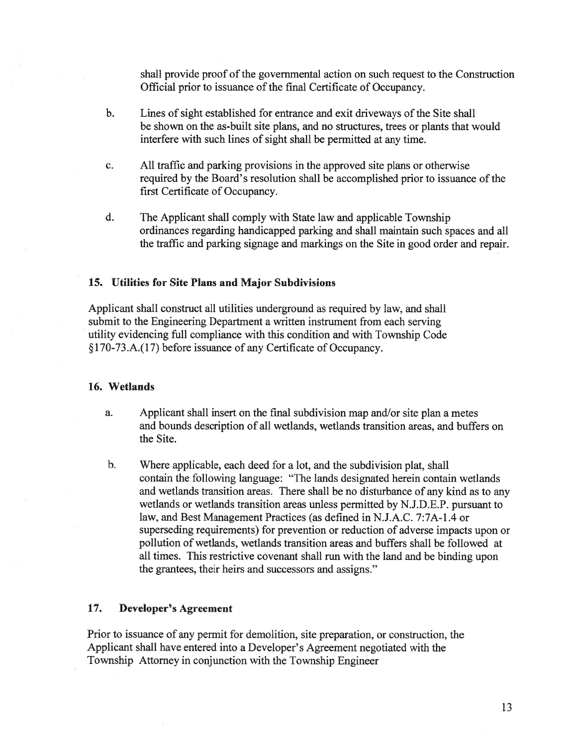shall provide proof of the governmental action on such request to the Construction Official prior to issuance of the final Certificate of Occupancy.

b. Lines of sight established for entrance and exit driveways of the Site shall be shown on the as-built site plans, and no structures, trees or plants that would interfere with such lines of sight shall be permitted at any time.

c. All traffic and parking provisions in the approved site plans or otherwise required by the Board's resolution shall be accomplished prior to issuance of the first Certificate of Occupancy.

d. The Applicant shall comply with State law and applicable Township ordinances regarding handicapped parking and shall maintain such spaces and all the traffic and parking signage and markings on the Site in good order and repair.

**15. Utilities for Site Plans and Major Subdivisions**

Applicant shall construct all utilities underground as required by law, and shall submit to the Engineering Department a written instrument from each serving utility evidencing full compliance with this condition and with Township Code §170-73.A.(17) before issuance of any Certificate of Occupancy.

**16. Wetlands**

a. Applicant shall insert on the final subdivision map and/or site plan a metes and bounds description of all wetlands, wetlands transition areas, and buffers on the Site.

b. Where applicable, each deed for a lot, and the subdivision plat, shall contain the following language: "The lands designated herein contain wetlands and wetlands transition areas. There shall be no disturbance of any kind as to any wetlands or wetlands transition areas unless permitted by N.J.D.E.P. pursuant to law, and Best Management Practices (as defined in N.J.A.C. 7:7A-1.4 or superseding requirements) for prevention or reduction of adverse impacts upon or pollution of wetlands, wetlands transition areas and buffers shall be followed at all times. This restrictive covenant shall run with the land and be binding upon the grantees, their heirs and successors and assigns."

**17. Developer's Agreement**

Prior to issuance of any permit for demolition, site preparation, or construction, the Applicant shall have entered into a Developer's Agreement negotiated with the Township Attorney in conjunction with the Township Engineer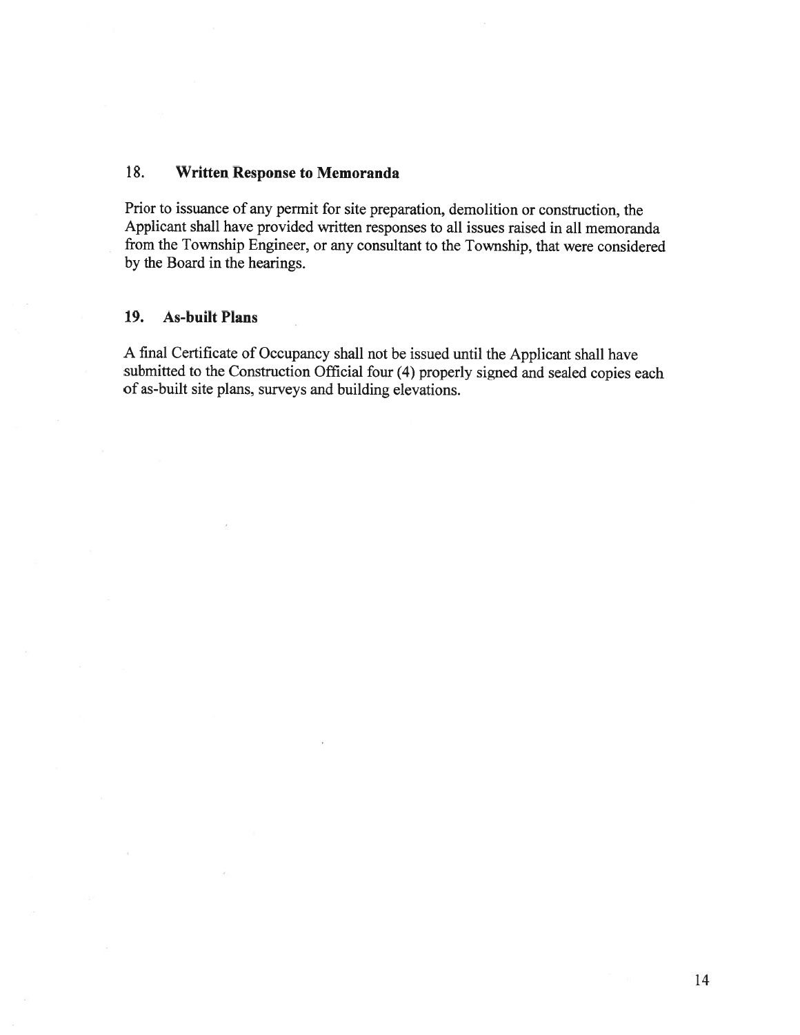### 18. Written Response to Memoranda

Prior to issuance of any permit for site preparation, demolition or construction, the Applicant shall have provided written responses to all issues raised in all memoranda from the Township Engineer, or any consultant to the Township, that were considered by the Board in the hearings.

### 19. As-built Plans

A final Certificate of Occupancy shall not be issued until the Applicant shall have submitted to the Construction Official four (4) properly signed and sealed copies each of as-built site plans, surveys and building elevations.